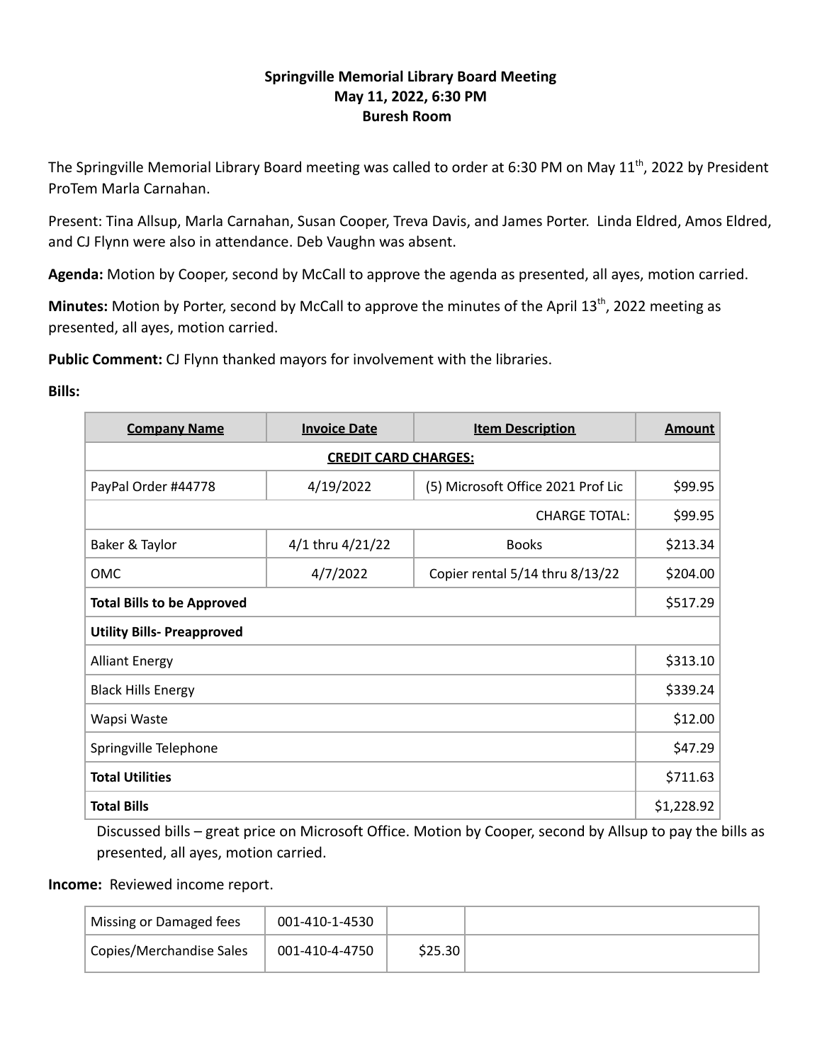**Springville Memorial Library Board Meeting**
**May 11, 2022, 6:30 PM**
**Buresh Room**

The Springville Memorial Library Board meeting was called to order at 6:30 PM on May 11th, 2022 by President ProTem Marla Carnahan.

Present: Tina Allsup, Marla Carnahan, Susan Cooper, Treva Davis, and James Porter. Linda Eldred, Amos Eldred, and CJ Flynn were also in attendance. Deb Vaughn was absent.

**Agenda:** Motion by Cooper, second by McCall to approve the agenda as presented, all ayes, motion carried.

**Minutes:** Motion by Porter, second by McCall to approve the minutes of the April 13th, 2022 meeting as presented, all ayes, motion carried.

**Public Comment:** CJ Flynn thanked mayors for involvement with the libraries.

**Bills:**

| Company Name | Invoice Date | Item Description | Amount |
|---|---|---|---|
| **CREDIT CARD CHARGES:** | | | |
| PayPal Order #44778 | 4/19/2022 | (5) Microsoft Office 2021 Prof Lic | $99.95 |
| | | CHARGE TOTAL: | $99.95 |
| Baker & Taylor | 4/1 thru 4/21/22 | Books | $213.34 |
| OMC | 4/7/2022 | Copier rental 5/14 thru 8/13/22 | $204.00 |
| **Total Bills to be Approved** | | | $517.29 |
| **Utility Bills- Preapproved** | | | |
| Alliant Energy | | | $313.10 |
| Black Hills Energy | | | $339.24 |
| Wapsi Waste | | | $12.00 |
| Springville Telephone | | | $47.29 |
| **Total Utilities** | | | $711.63 |
| **Total Bills** | | | $1,228.92 |

Discussed bills – great price on Microsoft Office. Motion by Cooper, second by Allsup to pay the bills as presented, all ayes, motion carried.

**Income:** Reviewed income report.

| | | | |
|---|---|---|---|
| Missing or Damaged fees | 001-410-1-4530 | | |
| Copies/Merchandise Sales | 001-410-4-4750 | $25.30 | |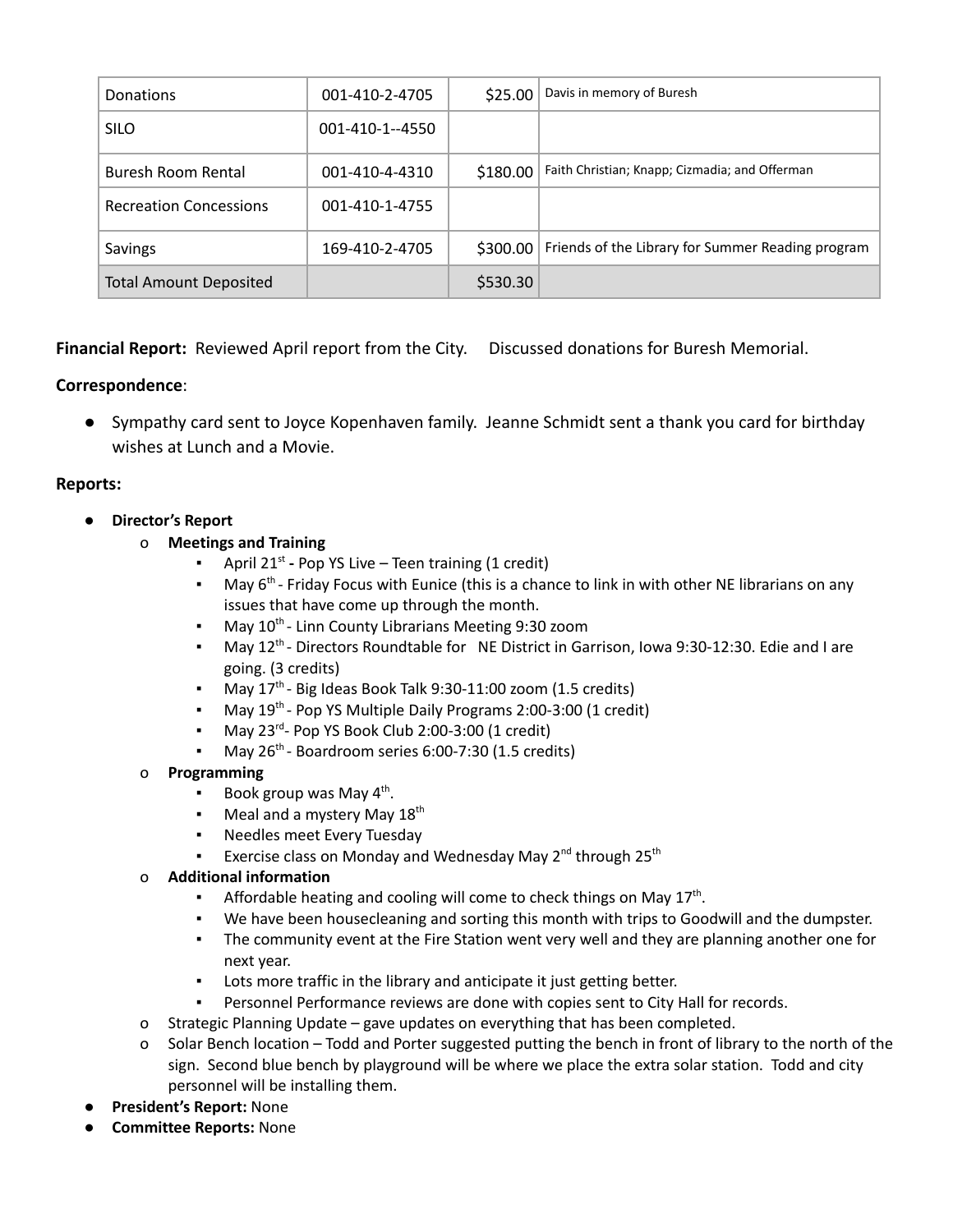| Donations | 001-410-2-4705 | $25.00 | Davis in memory of Buresh |
|---|---|---|---|
| SILO | 001-410-1--4550 | | |
| Buresh Room Rental | 001-410-4-4310 | $180.00 | Faith Christian; Knapp; Cizmadia; and Offerman |
| Recreation Concessions | 001-410-1-4755 | | |
| Savings | 169-410-2-4705 | $300.00 | Friends of the Library for Summer Reading program |
| Total Amount Deposited | | $530.30 | |

**Financial Report:** Reviewed April report from the City. Discussed donations for Buresh Memorial.

**Correspondence**:

- Sympathy card sent to Joyce Kopenhaven family. Jeanne Schmidt sent a thank you card for birthday wishes at Lunch and a Movie.

**Reports:**

- **Director's Report**
  - **Meetings and Training**
    - April 21st **-** Pop YS Live – Teen training (1 credit)
    - May 6th - Friday Focus with Eunice (this is a chance to link in with other NE librarians on any issues that have come up through the month.
    - May 10th - Linn County Librarians Meeting 9:30 zoom
    - May 12th - Directors Roundtable for NE District in Garrison, Iowa 9:30-12:30. Edie and I are going. (3 credits)
    - May 17th - Big Ideas Book Talk 9:30-11:00 zoom (1.5 credits)
    - May 19th - Pop YS Multiple Daily Programs 2:00-3:00 (1 credit)
    - May 23rd- Pop YS Book Club 2:00-3:00 (1 credit)
    - May 26th - Boardroom series 6:00-7:30 (1.5 credits)
  - **Programming**
    - Book group was May 4th.
    - Meal and a mystery May 18th
    - Needles meet Every Tuesday
    - Exercise class on Monday and Wednesday May 2nd through 25th
  - **Additional information**
    - Affordable heating and cooling will come to check things on May 17th.
    - We have been housecleaning and sorting this month with trips to Goodwill and the dumpster.
    - The community event at the Fire Station went very well and they are planning another one for next year.
    - Lots more traffic in the library and anticipate it just getting better.
    - Personnel Performance reviews are done with copies sent to City Hall for records.
  - Strategic Planning Update – gave updates on everything that has been completed.
  - Solar Bench location – Todd and Porter suggested putting the bench in front of library to the north of the sign. Second blue bench by playground will be where we place the extra solar station. Todd and city personnel will be installing them.
- **President's Report:** None
- **Committee Reports:** None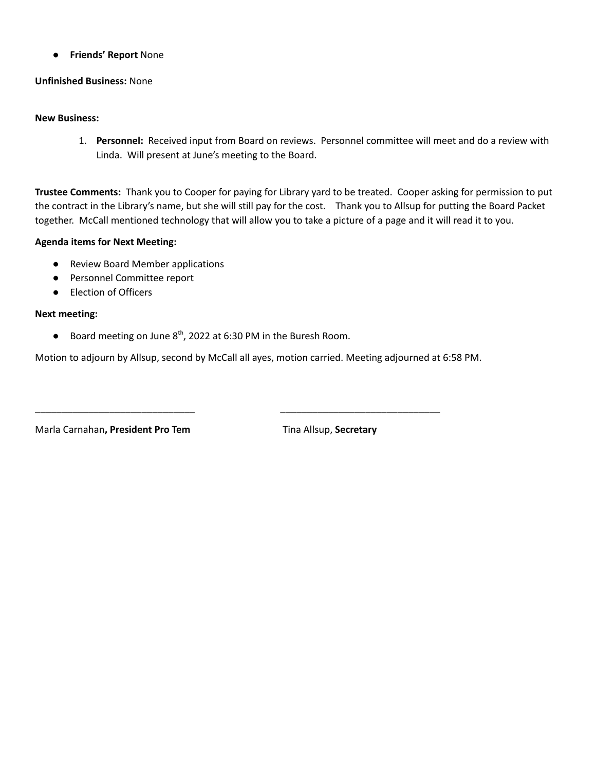- **Friends' Report** None

**Unfinished Business:** None

**New Business:**

1. **Personnel:** Received input from Board on reviews. Personnel committee will meet and do a review with Linda. Will present at June's meeting to the Board.

**Trustee Comments:** Thank you to Cooper for paying for Library yard to be treated. Cooper asking for permission to put the contract in the Library's name, but she will still pay for the cost. Thank you to Allsup for putting the Board Packet together. McCall mentioned technology that will allow you to take a picture of a page and it will read it to you.

**Agenda items for Next Meeting:**

- Review Board Member applications
- Personnel Committee report
- Election of Officers

**Next meeting:**

- Board meeting on June 8th, 2022 at 6:30 PM in the Buresh Room.

Motion to adjourn by Allsup, second by McCall all ayes, motion carried. Meeting adjourned at 6:58 PM.

\_\_\_\_\_\_\_\_\_\_\_\_\_\_\_\_\_\_\_\_\_\_\_\_\_\_\_\_\_\_ \_\_\_\_\_\_\_\_\_\_\_\_\_\_\_\_\_\_\_\_\_\_\_\_\_\_\_\_\_\_

Marla Carnahan**, President Pro Tem** Tina Allsup, **Secretary**